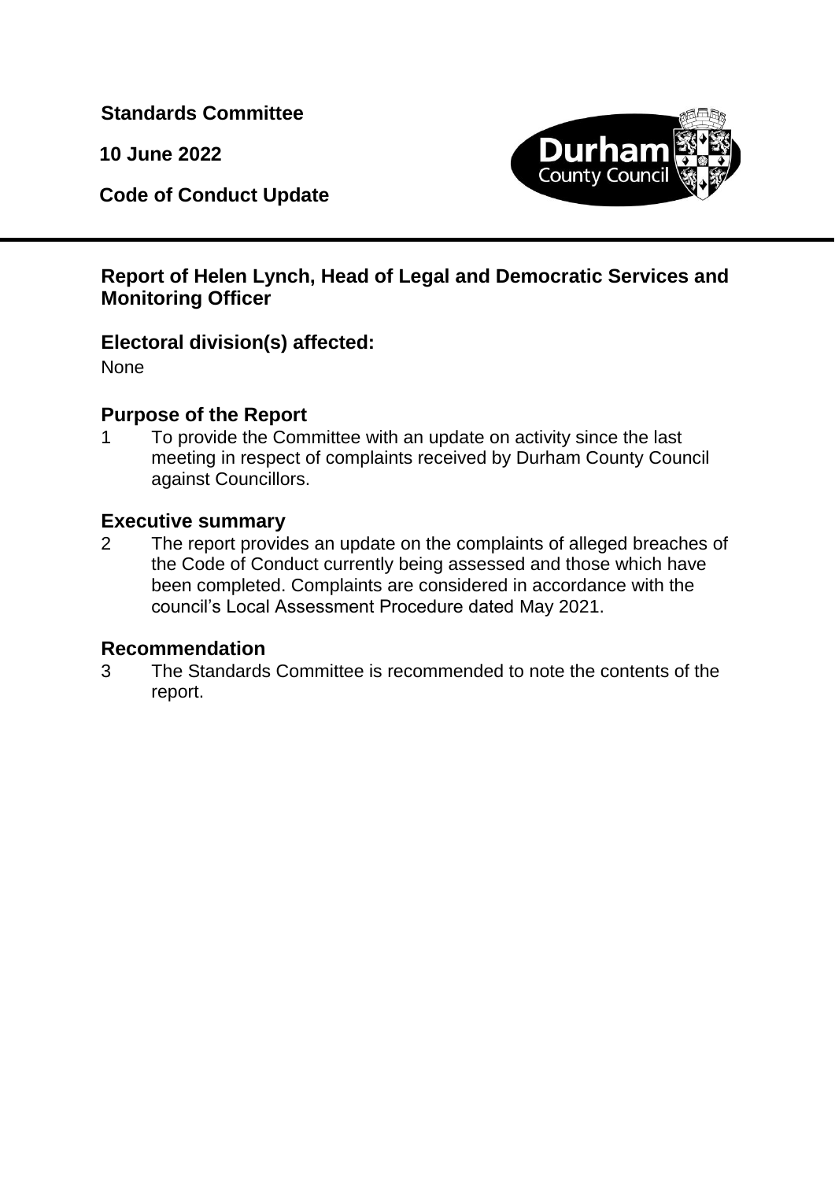**Standards Committee**

**10 June 2022**

**Code of Conduct Update**

## Report of Helen Lynch, Head of Legal and Democratic Services and Monitoring Officer

### Electoral division(s) affected:

None

### Purpose of the Report

1 To provide the Committee with an update on activity since the last meeting in respect of complaints received by Durham County Council against Councillors.

### Executive summary

2 The report provides an update on the complaints of alleged breaches of the Code of Conduct currently being assessed and those which have been completed. Complaints are considered in accordance with the council's Local Assessment Procedure dated May 2021.

### Recommendation

3 The Standards Committee is recommended to note the contents of the report.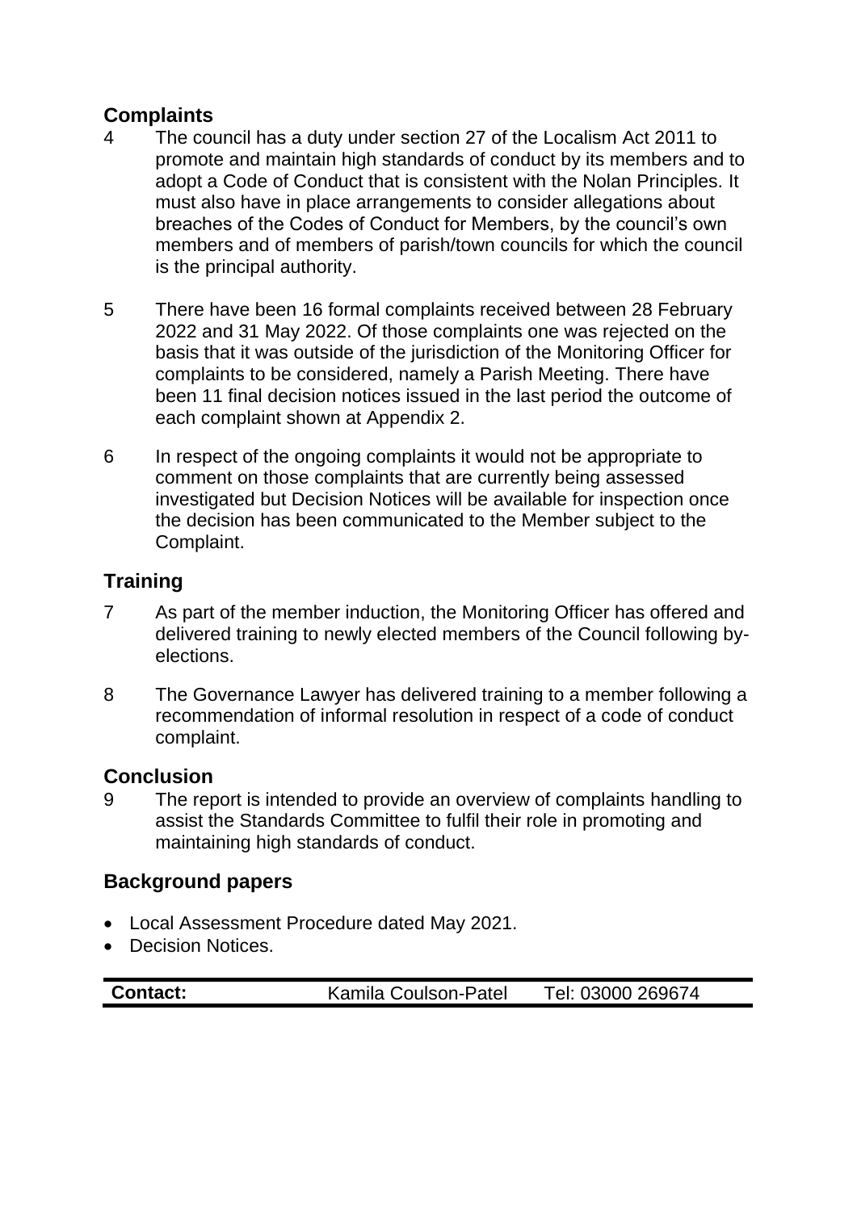## Complaints

4 The council has a duty under section 27 of the Localism Act 2011 to promote and maintain high standards of conduct by its members and to adopt a Code of Conduct that is consistent with the Nolan Principles. It must also have in place arrangements to consider allegations about breaches of the Codes of Conduct for Members, by the council's own members and of members of parish/town councils for which the council is the principal authority.

5 There have been 16 formal complaints received between 28 February 2022 and 31 May 2022. Of those complaints one was rejected on the basis that it was outside of the jurisdiction of the Monitoring Officer for complaints to be considered, namely a Parish Meeting. There have been 11 final decision notices issued in the last period the outcome of each complaint shown at Appendix 2.

6 In respect of the ongoing complaints it would not be appropriate to comment on those complaints that are currently being assessed investigated but Decision Notices will be available for inspection once the decision has been communicated to the Member subject to the Complaint.

## Training

7 As part of the member induction, the Monitoring Officer has offered and delivered training to newly elected members of the Council following by-elections.

8 The Governance Lawyer has delivered training to a member following a recommendation of informal resolution in respect of a code of conduct complaint.

## Conclusion

9 The report is intended to provide an overview of complaints handling to assist the Standards Committee to fulfil their role in promoting and maintaining high standards of conduct.

## Background papers

- Local Assessment Procedure dated May 2021.
- Decision Notices.

| **Contact:** | Kamila Coulson-Patel | Tel: 03000 269674 |
|---|---|---|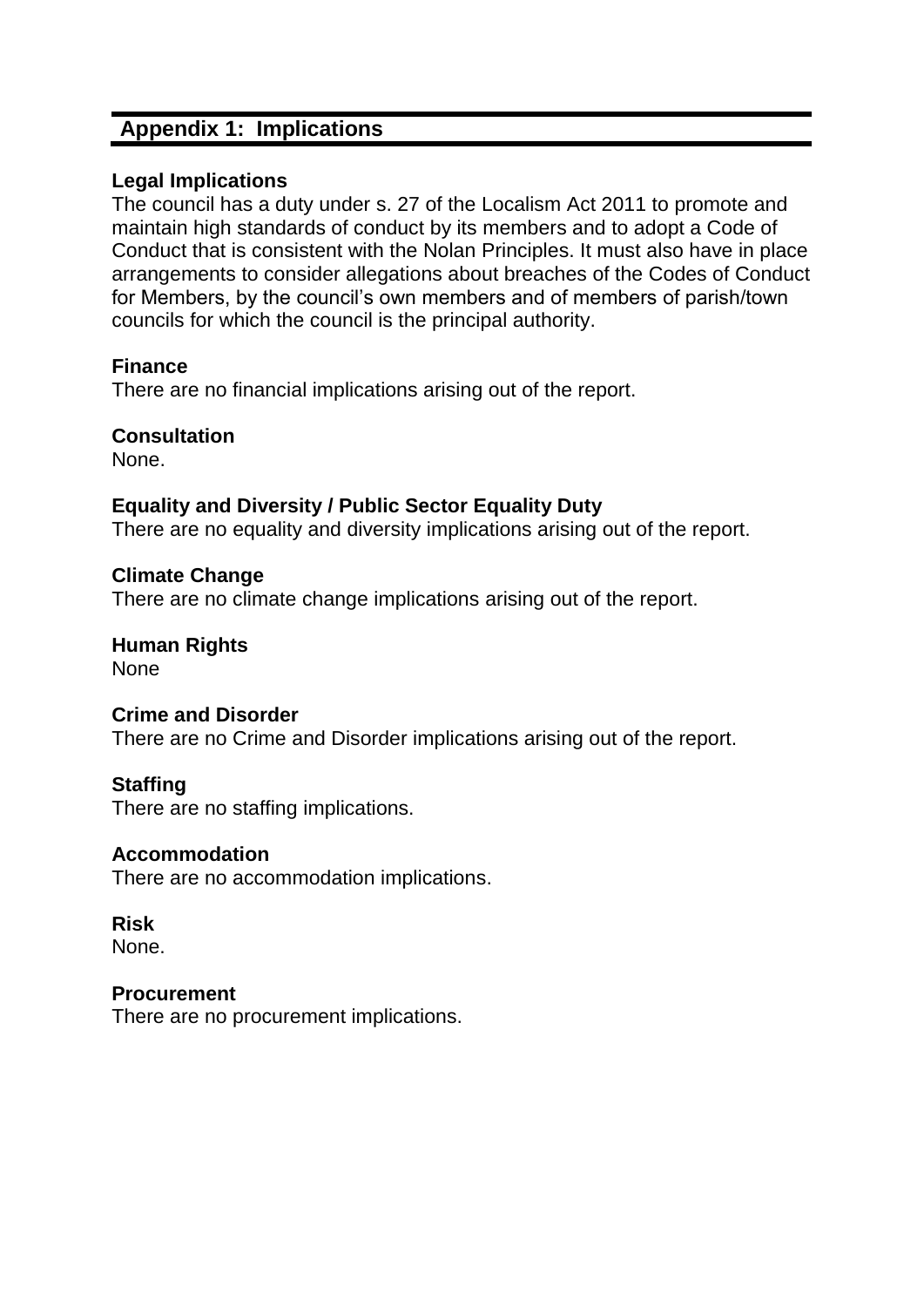## Appendix 1: Implications

**Legal Implications**
The council has a duty under s. 27 of the Localism Act 2011 to promote and maintain high standards of conduct by its members and to adopt a Code of Conduct that is consistent with the Nolan Principles. It must also have in place arrangements to consider allegations about breaches of the Codes of Conduct for Members, by the council's own members and of members of parish/town councils for which the council is the principal authority.

**Finance**
There are no financial implications arising out of the report.

**Consultation**
None.

**Equality and Diversity / Public Sector Equality Duty**
There are no equality and diversity implications arising out of the report.

**Climate Change**
There are no climate change implications arising out of the report.

**Human Rights**
None

**Crime and Disorder**
There are no Crime and Disorder implications arising out of the report.

**Staffing**
There are no staffing implications.

**Accommodation**
There are no accommodation implications.

**Risk**
None.

**Procurement**
There are no procurement implications.